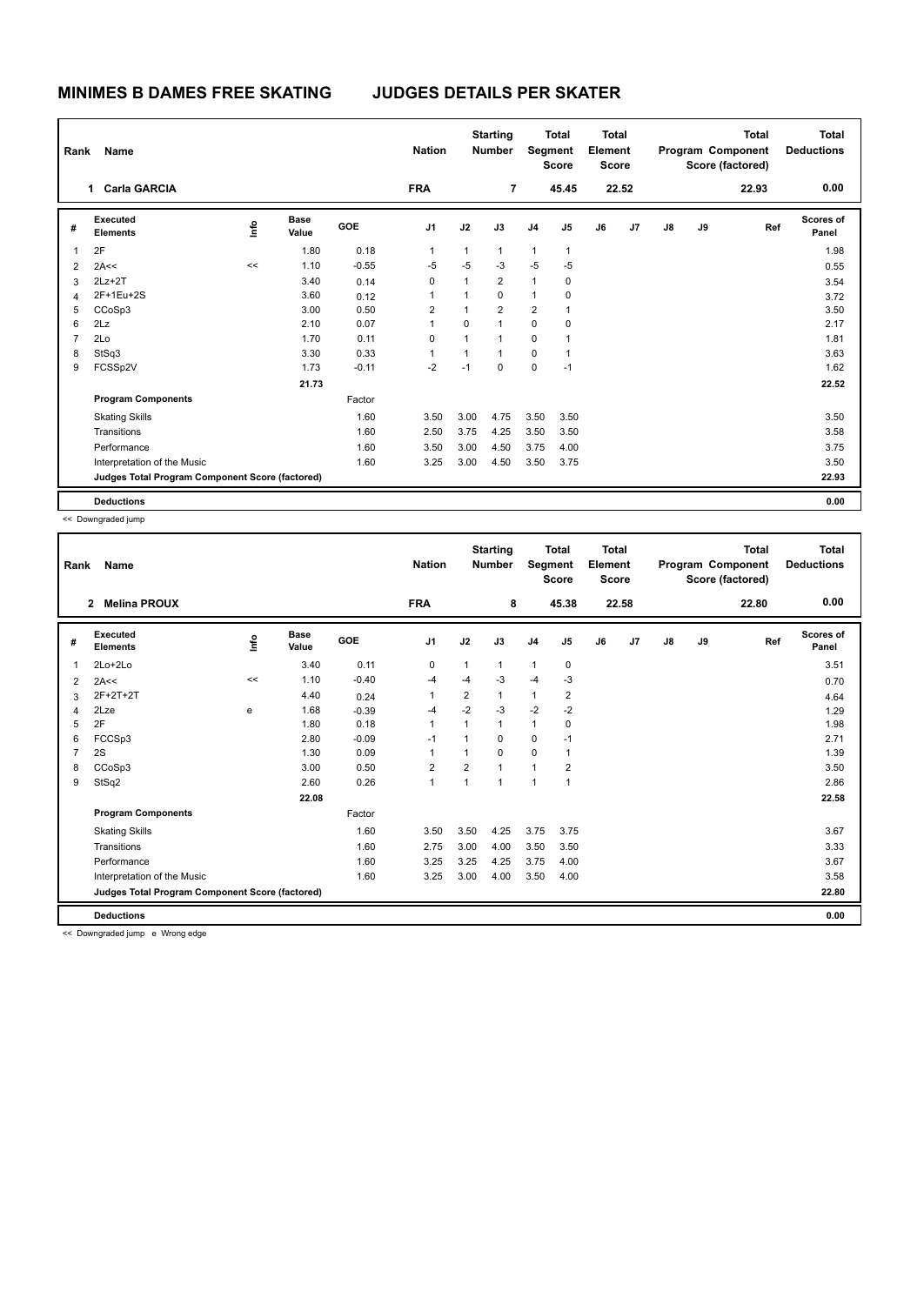# MINIMES B DAMES FREE SKATING — JUDGES DETAILS PER SKATER

| Rank | Name | Nation | Starting Number | Total Segment Score | Total Element Score | Total Program Component Score (factored) | Total Deductions |
|---|---|---|---|---|---|---|---|
| 1 | Carla GARCIA | FRA | 7 | 45.45 | 22.52 | 22.93 | 0.00 |

| # | Executed Elements | Info | Base Value | GOE | J1 | J2 | J3 | J4 | J5 | J6 | J7 | J8 | J9 | Ref | Scores of Panel |
|---|---|---|---|---|---|---|---|---|---|---|---|---|---|---|---|
| 1 | 2F | | 1.80 | 0.18 | 1 | 1 | 1 | 1 | 1 | | | | | | 1.98 |
| 2 | 2A<< | << | 1.10 | -0.55 | -5 | -5 | -3 | -5 | -5 | | | | | | 0.55 |
| 3 | 2Lz+2T | | 3.40 | 0.14 | 0 | 1 | 2 | 1 | 0 | | | | | | 3.54 |
| 4 | 2F+1Eu+2S | | 3.60 | 0.12 | 1 | 1 | 0 | 1 | 0 | | | | | | 3.72 |
| 5 | CCoSp3 | | 3.00 | 0.50 | 2 | 1 | 2 | 2 | 1 | | | | | | 3.50 |
| 6 | 2Lz | | 2.10 | 0.07 | 1 | 0 | 1 | 0 | 0 | | | | | | 2.17 |
| 7 | 2Lo | | 1.70 | 0.11 | 0 | 1 | 1 | 0 | 1 | | | | | | 1.81 |
| 8 | StSq3 | | 3.30 | 0.33 | 1 | 1 | 1 | 0 | 1 | | | | | | 3.63 |
| 9 | FCSSp2V | | 1.73 | -0.11 | -2 | -1 | 0 | 0 | -1 | | | | | | 1.62 |
| | | | 21.73 | | | | | | | | | | | | 22.52 |
| | **Program Components** | | | Factor | | | | | | | | | | | |
| | Skating Skills | | | 1.60 | 3.50 | 3.00 | 4.75 | 3.50 | 3.50 | | | | | | 3.50 |
| | Transitions | | | 1.60 | 2.50 | 3.75 | 4.25 | 3.50 | 3.50 | | | | | | 3.58 |
| | Performance | | | 1.60 | 3.50 | 3.00 | 4.50 | 3.75 | 4.00 | | | | | | 3.75 |
| | Interpretation of the Music | | | 1.60 | 3.25 | 3.00 | 4.50 | 3.50 | 3.75 | | | | | | 3.50 |
| | **Judges Total Program Component Score (factored)** | | | | | | | | | | | | | | 22.93 |
| | **Deductions** | | | | | | | | | | | | | | 0.00 |

<< Downgraded jump

| Rank | Name | Nation | Starting Number | Total Segment Score | Total Element Score | Total Program Component Score (factored) | Total Deductions |
|---|---|---|---|---|---|---|---|
| 2 | Melina PROUX | FRA | 8 | 45.38 | 22.58 | 22.80 | 0.00 |

| # | Executed Elements | Info | Base Value | GOE | J1 | J2 | J3 | J4 | J5 | J6 | J7 | J8 | J9 | Ref | Scores of Panel |
|---|---|---|---|---|---|---|---|---|---|---|---|---|---|---|---|
| 1 | 2Lo+2Lo | | 3.40 | 0.11 | 0 | 1 | 1 | 1 | 0 | | | | | | 3.51 |
| 2 | 2A<< | << | 1.10 | -0.40 | -4 | -4 | -3 | -4 | -3 | | | | | | 0.70 |
| 3 | 2F+2T+2T | | 4.40 | 0.24 | 1 | 2 | 1 | 1 | 2 | | | | | | 4.64 |
| 4 | 2Lze | e | 1.68 | -0.39 | -4 | -2 | -3 | -2 | -2 | | | | | | 1.29 |
| 5 | 2F | | 1.80 | 0.18 | 1 | 1 | 1 | 1 | 0 | | | | | | 1.98 |
| 6 | FCCSp3 | | 2.80 | -0.09 | -1 | 1 | 0 | 0 | -1 | | | | | | 2.71 |
| 7 | 2S | | 1.30 | 0.09 | 1 | 1 | 0 | 0 | 1 | | | | | | 1.39 |
| 8 | CCoSp3 | | 3.00 | 0.50 | 2 | 2 | 1 | 1 | 2 | | | | | | 3.50 |
| 9 | StSq2 | | 2.60 | 0.26 | 1 | 1 | 1 | 1 | 1 | | | | | | 2.86 |
| | | | 22.08 | | | | | | | | | | | | 22.58 |
| | **Program Components** | | | Factor | | | | | | | | | | | |
| | Skating Skills | | | 1.60 | 3.50 | 3.50 | 4.25 | 3.75 | 3.75 | | | | | | 3.67 |
| | Transitions | | | 1.60 | 2.75 | 3.00 | 4.00 | 3.50 | 3.50 | | | | | | 3.33 |
| | Performance | | | 1.60 | 3.25 | 3.25 | 4.25 | 3.75 | 4.00 | | | | | | 3.67 |
| | Interpretation of the Music | | | 1.60 | 3.25 | 3.00 | 4.00 | 3.50 | 4.00 | | | | | | 3.58 |
| | **Judges Total Program Component Score (factored)** | | | | | | | | | | | | | | 22.80 |
| | **Deductions** | | | | | | | | | | | | | | 0.00 |

<< Downgraded jump e Wrong edge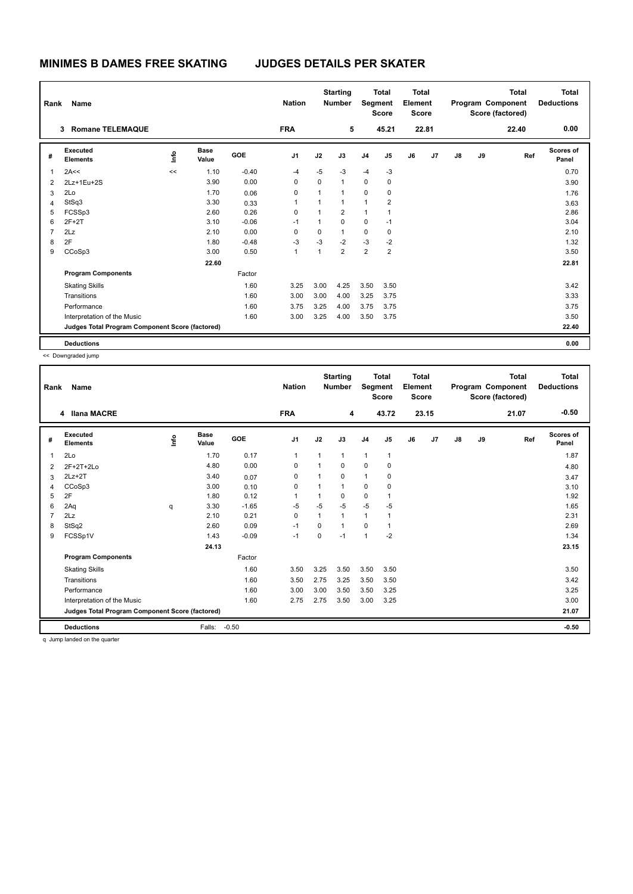# MINIMES B DAMES FREE SKATING JUDGES DETAILS PER SKATER

| Rank | Name | | | | Nation | | Starting Number | | Total Segment Score | | Total Element Score | | | Total Program Component Score (factored) | | Total Deductions |
|---|---|---|---|---|---|---|---|---|---|---|---|---|---|---|---|---|
| 3 | Romane TELEMAQUE | | | | FRA | | 5 | | 45.21 | | 22.81 | | | 22.40 | | 0.00 |

| # | Executed Elements | Info | Base Value | GOE | J1 | J2 | J3 | J4 | J5 | J6 | J7 | J8 | J9 | Ref | Scores of Panel |
|---|---|---|---|---|---|---|---|---|---|---|---|---|---|---|---|
| 1 | 2A<< | << | 1.10 | -0.40 | -4 | -5 | -3 | -4 | -3 | | | | | | 0.70 |
| 2 | 2Lz+1Eu+2S | | 3.90 | 0.00 | 0 | 0 | 1 | 0 | 0 | | | | | | 3.90 |
| 3 | 2Lo | | 1.70 | 0.06 | 0 | 1 | 1 | 0 | 0 | | | | | | 1.76 |
| 4 | StSq3 | | 3.30 | 0.33 | 1 | 1 | 1 | 1 | 2 | | | | | | 3.63 |
| 5 | FCSSp3 | | 2.60 | 0.26 | 0 | 1 | 2 | 1 | 1 | | | | | | 2.86 |
| 6 | 2F+2T | | 3.10 | -0.06 | -1 | 1 | 0 | 0 | -1 | | | | | | 3.04 |
| 7 | 2Lz | | 2.10 | 0.00 | 0 | 0 | 1 | 0 | 0 | | | | | | 2.10 |
| 8 | 2F | | 1.80 | -0.48 | -3 | -3 | -2 | -3 | -2 | | | | | | 1.32 |
| 9 | CCoSp3 | | 3.00 | 0.50 | 1 | 1 | 2 | 2 | 2 | | | | | | 3.50 |
| | | | 22.60 | | | | | | | | | | | | 22.81 |
| | **Program Components** | | | Factor | | | | | | | | | | | |
| | Skating Skills | | | 1.60 | 3.25 | 3.00 | 4.25 | 3.50 | 3.50 | | | | | | 3.42 |
| | Transitions | | | 1.60 | 3.00 | 3.00 | 4.00 | 3.25 | 3.75 | | | | | | 3.33 |
| | Performance | | | 1.60 | 3.75 | 3.25 | 4.00 | 3.75 | 3.75 | | | | | | 3.75 |
| | Interpretation of the Music | | | 1.60 | 3.00 | 3.25 | 4.00 | 3.50 | 3.75 | | | | | | 3.50 |
| | **Judges Total Program Component Score (factored)** | | | | | | | | | | | | | | 22.40 |
| | **Deductions** | | | | | | | | | | | | | | 0.00 |

<< Downgraded jump

| Rank | Name | | | | Nation | | Starting Number | | Total Segment Score | | Total Element Score | | | Total Program Component Score (factored) | | Total Deductions |
|---|---|---|---|---|---|---|---|---|---|---|---|---|---|---|---|---|
| 4 | Ilana MACRE | | | | FRA | | 4 | | 43.72 | | 23.15 | | | 21.07 | | -0.50 |

| # | Executed Elements | Info | Base Value | GOE | J1 | J2 | J3 | J4 | J5 | J6 | J7 | J8 | J9 | Ref | Scores of Panel |
|---|---|---|---|---|---|---|---|---|---|---|---|---|---|---|---|
| 1 | 2Lo | | 1.70 | 0.17 | 1 | 1 | 1 | 1 | 1 | | | | | | 1.87 |
| 2 | 2F+2T+2Lo | | 4.80 | 0.00 | 0 | 1 | 0 | 0 | 0 | | | | | | 4.80 |
| 3 | 2Lz+2T | | 3.40 | 0.07 | 0 | 1 | 0 | 1 | 0 | | | | | | 3.47 |
| 4 | CCoSp3 | | 3.00 | 0.10 | 0 | 1 | 1 | 0 | 0 | | | | | | 3.10 |
| 5 | 2F | | 1.80 | 0.12 | 1 | 1 | 0 | 0 | 1 | | | | | | 1.92 |
| 6 | 2Aq | q | 3.30 | -1.65 | -5 | -5 | -5 | -5 | -5 | | | | | | 1.65 |
| 7 | 2Lz | | 2.10 | 0.21 | 0 | 1 | 1 | 1 | 1 | | | | | | 2.31 |
| 8 | StSq2 | | 2.60 | 0.09 | -1 | 0 | 1 | 0 | 1 | | | | | | 2.69 |
| 9 | FCSSp1V | | 1.43 | -0.09 | -1 | 0 | -1 | 1 | -2 | | | | | | 1.34 |
| | | | 24.13 | | | | | | | | | | | | 23.15 |
| | **Program Components** | | | Factor | | | | | | | | | | | |
| | Skating Skills | | | 1.60 | 3.50 | 3.25 | 3.50 | 3.50 | 3.50 | | | | | | 3.50 |
| | Transitions | | | 1.60 | 3.50 | 2.75 | 3.25 | 3.50 | 3.50 | | | | | | 3.42 |
| | Performance | | | 1.60 | 3.00 | 3.00 | 3.50 | 3.50 | 3.25 | | | | | | 3.25 |
| | Interpretation of the Music | | | 1.60 | 2.75 | 2.75 | 3.50 | 3.00 | 3.25 | | | | | | 3.00 |
| | **Judges Total Program Component Score (factored)** | | | | | | | | | | | | | | 21.07 |
| | **Deductions** | | Falls: | -0.50 | | | | | | | | | | | -0.50 |

q Jump landed on the quarter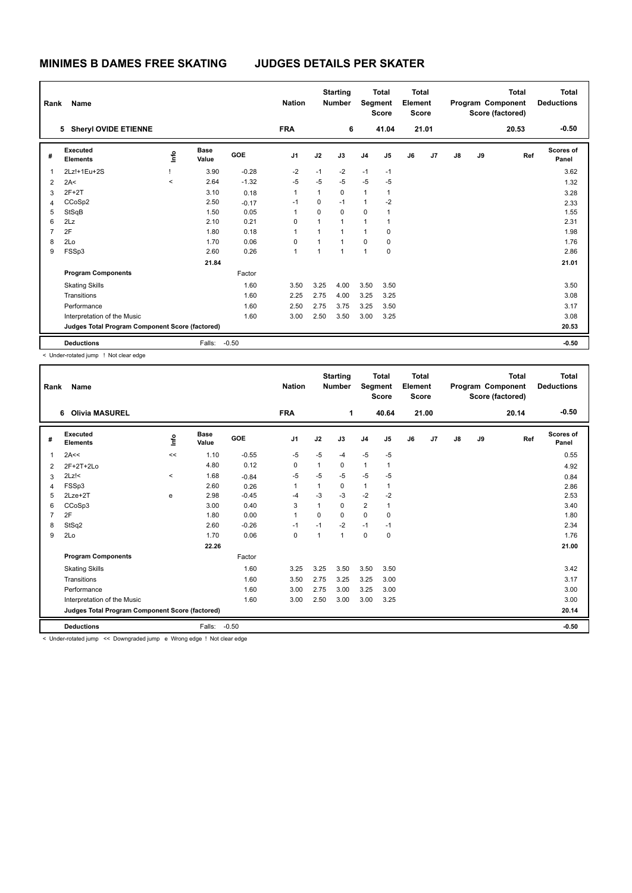# MINIMES B DAMES FREE SKATING JUDGES DETAILS PER SKATER

| Rank | Name | Nation | Starting Number | Total Segment Score | Total Element Score | Total Program Component Score (factored) | Total Deductions |
|---|---|---|---|---|---|---|---|
| 5 | Sheryl OVIDE ETIENNE | FRA | 6 | 41.04 | 21.01 | 20.53 | -0.50 |

| # | Executed Elements | Info | Base Value | GOE | J1 | J2 | J3 | J4 | J5 | J6 | J7 | J8 | J9 | Ref | Scores of Panel |
|---|---|---|---|---|---|---|---|---|---|---|---|---|---|---|---|
| 1 | 2Lz!+1Eu+2S | ! | 3.90 | -0.28 | -2 | -1 | -2 | -1 | -1 | | | | | | 3.62 |
| 2 | 2A< | < | 2.64 | -1.32 | -5 | -5 | -5 | -5 | -5 | | | | | | 1.32 |
| 3 | 2F+2T | | 3.10 | 0.18 | 1 | 1 | 0 | 1 | 1 | | | | | | 3.28 |
| 4 | CCoSp2 | | 2.50 | -0.17 | -1 | 0 | -1 | 1 | -2 | | | | | | 2.33 |
| 5 | StSqB | | 1.50 | 0.05 | 1 | 0 | 0 | 0 | 1 | | | | | | 1.55 |
| 6 | 2Lz | | 2.10 | 0.21 | 0 | 1 | 1 | 1 | 1 | | | | | | 2.31 |
| 7 | 2F | | 1.80 | 0.18 | 1 | 1 | 1 | 1 | 0 | | | | | | 1.98 |
| 8 | 2Lo | | 1.70 | 0.06 | 0 | 1 | 1 | 0 | 0 | | | | | | 1.76 |
| 9 | FSSp3 | | 2.60 | 0.26 | 1 | 1 | 1 | 1 | 0 | | | | | | 2.86 |
| | | | 21.84 | | | | | | | | | | | | 21.01 |
| | Program Components | | | Factor | | | | | | | | | | | |
| | Skating Skills | | | 1.60 | 3.50 | 3.25 | 4.00 | 3.50 | 3.50 | | | | | | 3.50 |
| | Transitions | | | 1.60 | 2.25 | 2.75 | 4.00 | 3.25 | 3.25 | | | | | | 3.08 |
| | Performance | | | 1.60 | 2.50 | 2.75 | 3.75 | 3.25 | 3.50 | | | | | | 3.17 |
| | Interpretation of the Music | | | 1.60 | 3.00 | 2.50 | 3.50 | 3.00 | 3.25 | | | | | | 3.08 |
| | Judges Total Program Component Score (factored) | | | | | | | | | | | | | | 20.53 |
| | Deductions | | Falls: | -0.50 | | | | | | | | | | | -0.50 |

< Under-rotated jump ! Not clear edge

| Rank | Name | Nation | Starting Number | Total Segment Score | Total Element Score | Total Program Component Score (factored) | Total Deductions |
|---|---|---|---|---|---|---|---|
| 6 | Olivia MASUREL | FRA | 1 | 40.64 | 21.00 | 20.14 | -0.50 |

| # | Executed Elements | Info | Base Value | GOE | J1 | J2 | J3 | J4 | J5 | J6 | J7 | J8 | J9 | Ref | Scores of Panel |
|---|---|---|---|---|---|---|---|---|---|---|---|---|---|---|---|
| 1 | 2A<< | << | 1.10 | -0.55 | -5 | -5 | -4 | -5 | -5 | | | | | | 0.55 |
| 2 | 2F+2T+2Lo | | 4.80 | 0.12 | 0 | 1 | 0 | 1 | 1 | | | | | | 4.92 |
| 3 | 2Lz!< | < | 1.68 | -0.84 | -5 | -5 | -5 | -5 | -5 | | | | | | 0.84 |
| 4 | FSSp3 | | 2.60 | 0.26 | 1 | 1 | 0 | 1 | 1 | | | | | | 2.86 |
| 5 | 2Lze+2T | e | 2.98 | -0.45 | -4 | -3 | -3 | -2 | -2 | | | | | | 2.53 |
| 6 | CCoSp3 | | 3.00 | 0.40 | 3 | 1 | 0 | 2 | 1 | | | | | | 3.40 |
| 7 | 2F | | 1.80 | 0.00 | 1 | 0 | 0 | 0 | 0 | | | | | | 1.80 |
| 8 | StSq2 | | 2.60 | -0.26 | -1 | -1 | -2 | -1 | -1 | | | | | | 2.34 |
| 9 | 2Lo | | 1.70 | 0.06 | 0 | 1 | 1 | 0 | 0 | | | | | | 1.76 |
| | | | 22.26 | | | | | | | | | | | | 21.00 |
| | Program Components | | | Factor | | | | | | | | | | | |
| | Skating Skills | | | 1.60 | 3.25 | 3.25 | 3.50 | 3.50 | 3.50 | | | | | | 3.42 |
| | Transitions | | | 1.60 | 3.50 | 2.75 | 3.25 | 3.25 | 3.00 | | | | | | 3.17 |
| | Performance | | | 1.60 | 3.00 | 2.75 | 3.00 | 3.25 | 3.00 | | | | | | 3.00 |
| | Interpretation of the Music | | | 1.60 | 3.00 | 2.50 | 3.00 | 3.00 | 3.25 | | | | | | 3.00 |
| | Judges Total Program Component Score (factored) | | | | | | | | | | | | | | 20.14 |
| | Deductions | | Falls: | -0.50 | | | | | | | | | | | -0.50 |

< Under-rotated jump << Downgraded jump e Wrong edge ! Not clear edge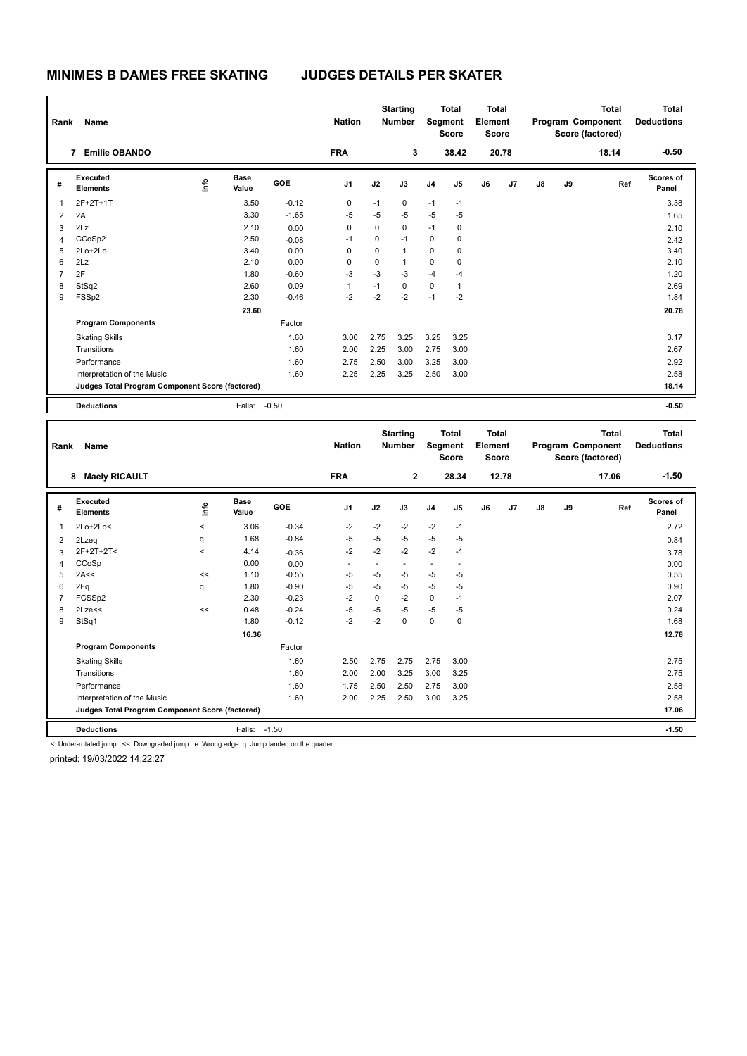# MINIMES B DAMES FREE SKATING    JUDGES DETAILS PER SKATER

| Rank | Name | Nation | Starting Number | Total Segment Score | Total Element Score | Total Program Component Score (factored) | Total Deductions |
|---|---|---|---|---|---|---|---|
| 7 | Emilie OBANDO | FRA | 3 | 38.42 | 20.78 | 18.14 | -0.50 |

| # | Executed Elements | Info | Base Value | GOE | J1 | J2 | J3 | J4 | J5 | J6 | J7 | J8 | J9 | Ref | Scores of Panel |
|---|---|---|---|---|---|---|---|---|---|---|---|---|---|---|---|
| 1 | 2F+2T+1T | | 3.50 | -0.12 | 0 | -1 | 0 | -1 | -1 | | | | | | 3.38 |
| 2 | 2A | | 3.30 | -1.65 | -5 | -5 | -5 | -5 | -5 | | | | | | 1.65 |
| 3 | 2Lz | | 2.10 | 0.00 | 0 | 0 | 0 | -1 | 0 | | | | | | 2.10 |
| 4 | CCoSp2 | | 2.50 | -0.08 | -1 | 0 | -1 | 0 | 0 | | | | | | 2.42 |
| 5 | 2Lo+2Lo | | 3.40 | 0.00 | 0 | 0 | 1 | 0 | 0 | | | | | | 3.40 |
| 6 | 2Lz | | 2.10 | 0.00 | 0 | 0 | 1 | 0 | 0 | | | | | | 2.10 |
| 7 | 2F | | 1.80 | -0.60 | -3 | -3 | -3 | -4 | -4 | | | | | | 1.20 |
| 8 | StSq2 | | 2.60 | 0.09 | 1 | -1 | 0 | 0 | 1 | | | | | | 2.69 |
| 9 | FSSp2 | | 2.30 | -0.46 | -2 | -2 | -2 | -1 | -2 | | | | | | 1.84 |
| | | | 23.60 | | | | | | | | | | | | 20.78 |
| | **Program Components** | | | Factor | | | | | | | | | | | |
| | Skating Skills | | | 1.60 | 3.00 | 2.75 | 3.25 | 3.25 | 3.25 | | | | | | 3.17 |
| | Transitions | | | 1.60 | 2.00 | 2.25 | 3.00 | 2.75 | 3.00 | | | | | | 2.67 |
| | Performance | | | 1.60 | 2.75 | 2.50 | 3.00 | 3.25 | 3.00 | | | | | | 2.92 |
| | Interpretation of the Music | | | 1.60 | 2.25 | 2.25 | 3.25 | 2.50 | 3.00 | | | | | | 2.58 |
| | **Judges Total Program Component Score (factored)** | | | | | | | | | | | | | | 18.14 |
| | **Deductions** | | Falls: | -0.50 | | | | | | | | | | | -0.50 |

| Rank | Name | Nation | Starting Number | Total Segment Score | Total Element Score | Total Program Component Score (factored) | Total Deductions |
|---|---|---|---|---|---|---|---|
| 8 | Maely RICAULT | FRA | 2 | 28.34 | 12.78 | 17.06 | -1.50 |

| # | Executed Elements | Info | Base Value | GOE | J1 | J2 | J3 | J4 | J5 | J6 | J7 | J8 | J9 | Ref | Scores of Panel |
|---|---|---|---|---|---|---|---|---|---|---|---|---|---|---|---|
| 1 | 2Lo+2Lo< | < | 3.06 | -0.34 | -2 | -2 | -2 | -2 | -1 | | | | | | 2.72 |
| 2 | 2Lzeq | q | 1.68 | -0.84 | -5 | -5 | -5 | -5 | -5 | | | | | | 0.84 |
| 3 | 2F+2T+2T< | < | 4.14 | -0.36 | -2 | -2 | -2 | -2 | -1 | | | | | | 3.78 |
| 4 | CCoSp | | 0.00 | 0.00 | - | - | - | - | - | | | | | | 0.00 |
| 5 | 2A<< | << | 1.10 | -0.55 | -5 | -5 | -5 | -5 | -5 | | | | | | 0.55 |
| 6 | 2Fq | q | 1.80 | -0.90 | -5 | -5 | -5 | -5 | -5 | | | | | | 0.90 |
| 7 | FCSSp2 | | 2.30 | -0.23 | -2 | 0 | -2 | 0 | -1 | | | | | | 2.07 |
| 8 | 2Lze<< | << | 0.48 | -0.24 | -5 | -5 | -5 | -5 | -5 | | | | | | 0.24 |
| 9 | StSq1 | | 1.80 | -0.12 | -2 | -2 | 0 | 0 | 0 | | | | | | 1.68 |
| | | | 16.36 | | | | | | | | | | | | 12.78 |
| | **Program Components** | | | Factor | | | | | | | | | | | |
| | Skating Skills | | | 1.60 | 2.50 | 2.75 | 2.75 | 2.75 | 3.00 | | | | | | 2.75 |
| | Transitions | | | 1.60 | 2.00 | 2.00 | 3.25 | 3.00 | 3.25 | | | | | | 2.75 |
| | Performance | | | 1.60 | 1.75 | 2.50 | 2.50 | 2.75 | 3.00 | | | | | | 2.58 |
| | Interpretation of the Music | | | 1.60 | 2.00 | 2.25 | 2.50 | 3.00 | 3.25 | | | | | | 2.58 |
| | **Judges Total Program Component Score (factored)** | | | | | | | | | | | | | | 17.06 |
| | **Deductions** | | Falls: | -1.50 | | | | | | | | | | | -1.50 |

< Under-rotated jump << Downgraded jump e Wrong edge q Jump landed on the quarter

printed: 19/03/2022 14:22:27